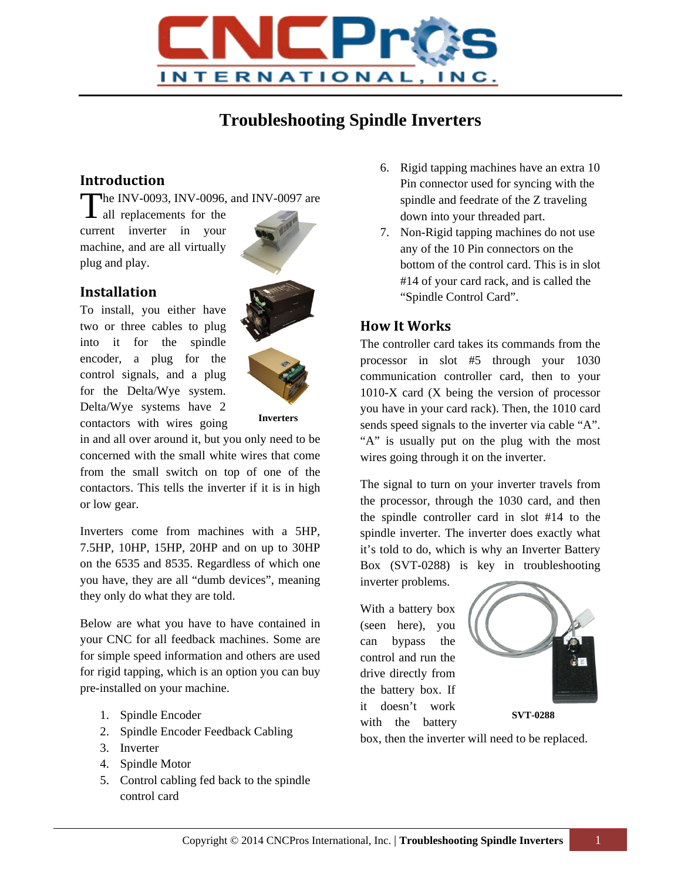# Troubleshooting Spindle Inverters

## Introduction

The INV-0093, INV-0096, and INV-0097 are all replacements for the current inverter in your machine, and are all virtually plug and play.

Inverters

## Installation

To install, you either have two or three cables to plug into it for the spindle encoder, a plug for the control signals, and a plug for the Delta/Wye system. Delta/Wye systems have 2 contactors with wires going in and all over around it, but you only need to be concerned with the small white wires that come from the small switch on top of one of the contactors. This tells the inverter if it is in high or low gear.

Inverters come from machines with a 5HP, 7.5HP, 10HP, 15HP, 20HP and on up to 30HP on the 6535 and 8535. Regardless of which one you have, they are all "dumb devices", meaning they only do what they are told.

Below are what you have to have contained in your CNC for all feedback machines. Some are for simple speed information and others are used for rigid tapping, which is an option you can buy pre-installed on your machine.

1. Spindle Encoder
2. Spindle Encoder Feedback Cabling
3. Inverter
4. Spindle Motor
5. Control cabling fed back to the spindle control card
6. Rigid tapping machines have an extra 10 Pin connector used for syncing with the spindle and feedrate of the Z traveling down into your threaded part.
7. Non-Rigid tapping machines do not use any of the 10 Pin connectors on the bottom of the control card. This is in slot #14 of your card rack, and is called the "Spindle Control Card".

## How It Works

The controller card takes its commands from the processor in slot #5 through your 1030 communication controller card, then to your 1010-X card (X being the version of processor you have in your card rack). Then, the 1010 card sends speed signals to the inverter via cable "A". "A" is usually put on the plug with the most wires going through it on the inverter.

The signal to turn on your inverter travels from the processor, through the 1030 card, and then the spindle controller card in slot #14 to the spindle inverter. The inverter does exactly what it's told to do, which is why an Inverter Battery Box (SVT-0288) is key in troubleshooting inverter problems.

With a battery box (seen here), you can bypass the control and run the drive directly from the battery box. If it doesn't work with the battery box, then the inverter will need to be replaced.

SVT-0288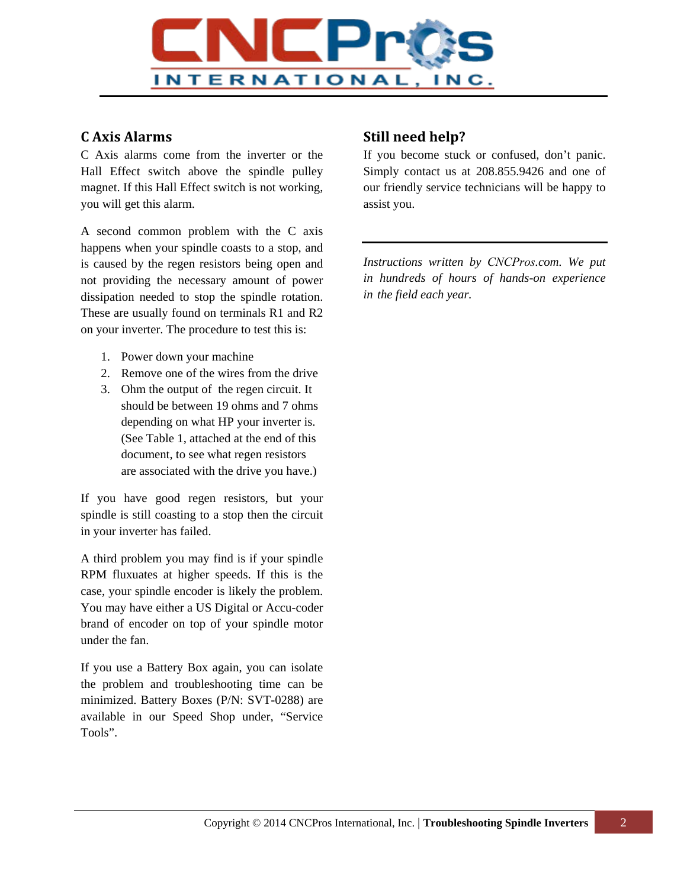## C Axis Alarms

C Axis alarms come from the inverter or the Hall Effect switch above the spindle pulley magnet. If this Hall Effect switch is not working, you will get this alarm.

A second common problem with the C axis happens when your spindle coasts to a stop, and is caused by the regen resistors being open and not providing the necessary amount of power dissipation needed to stop the spindle rotation. These are usually found on terminals R1 and R2 on your inverter. The procedure to test this is:

1. Power down your machine
2. Remove one of the wires from the drive
3. Ohm the output of the regen circuit. It should be between 19 ohms and 7 ohms depending on what HP your inverter is. (See Table 1, attached at the end of this document, to see what regen resistors are associated with the drive you have.)

If you have good regen resistors, but your spindle is still coasting to a stop then the circuit in your inverter has failed.

A third problem you may find is if your spindle RPM fluxuates at higher speeds. If this is the case, your spindle encoder is likely the problem. You may have either a US Digital or Accu-coder brand of encoder on top of your spindle motor under the fan.

If you use a Battery Box again, you can isolate the problem and troubleshooting time can be minimized. Battery Boxes (P/N: SVT-0288) are available in our Speed Shop under, "Service Tools".

## Still need help?

If you become stuck or confused, don't panic. Simply contact us at 208.855.9426 and one of our friendly service technicians will be happy to assist you.

---

*Instructions written by CNCPros.com. We put in hundreds of hours of hands-on experience in the field each year.*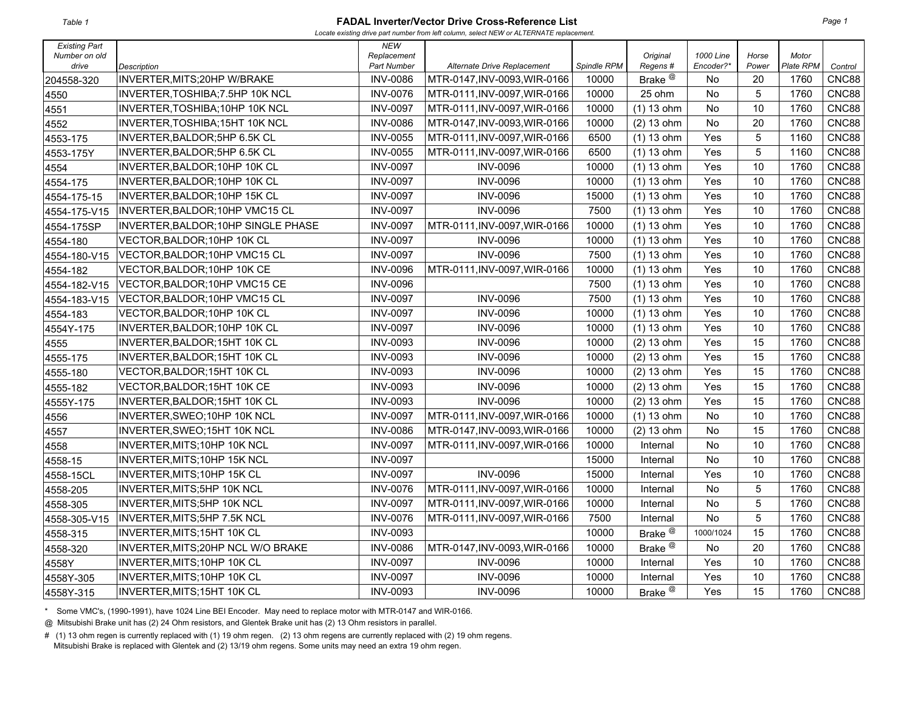Table 1

# FADAL Inverter/Vector Drive Cross-Reference List

*Locate existing drive part number from left column, select NEW or ALTERNATE replacement.*

| Existing Part Number on old drive | Description | NEW Replacement Part Number | Alternate Drive Replacement | Spindle RPM | Original Regens # | 1000 Line Encoder?* | Horse Power | Motor Plate RPM | Control |
|---|---|---|---|---|---|---|---|---|---|
| 204558-320 | INVERTER,MITS;20HP W/BRAKE | INV-0086 | MTR-0147,INV-0093,WIR-0166 | 10000 | Brake @ | No | 20 | 1760 | CNC88 |
| 4550 | INVERTER,TOSHIBA;7.5HP 10K NCL | INV-0076 | MTR-0111,INV-0097,WIR-0166 | 10000 | 25 ohm | No | 5 | 1760 | CNC88 |
| 4551 | INVERTER,TOSHIBA;10HP 10K NCL | INV-0097 | MTR-0111,INV-0097,WIR-0166 | 10000 | (1) 13 ohm | No | 10 | 1760 | CNC88 |
| 4552 | INVERTER,TOSHIBA;15HT 10K NCL | INV-0086 | MTR-0147,INV-0093,WIR-0166 | 10000 | (2) 13 ohm | No | 20 | 1760 | CNC88 |
| 4553-175 | INVERTER,BALDOR;5HP 6.5K CL | INV-0055 | MTR-0111,INV-0097,WIR-0166 | 6500 | (1) 13 ohm | Yes | 5 | 1160 | CNC88 |
| 4553-175Y | INVERTER,BALDOR;5HP 6.5K CL | INV-0055 | MTR-0111,INV-0097,WIR-0166 | 6500 | (1) 13 ohm | Yes | 5 | 1160 | CNC88 |
| 4554 | INVERTER,BALDOR;10HP 10K CL | INV-0097 | INV-0096 | 10000 | (1) 13 ohm | Yes | 10 | 1760 | CNC88 |
| 4554-175 | INVERTER,BALDOR;10HP 10K CL | INV-0097 | INV-0096 | 10000 | (1) 13 ohm | Yes | 10 | 1760 | CNC88 |
| 4554-175-15 | INVERTER,BALDOR;10HP 15K CL | INV-0097 | INV-0096 | 15000 | (1) 13 ohm | Yes | 10 | 1760 | CNC88 |
| 4554-175-V15 | INVERTER,BALDOR;10HP VMC15 CL | INV-0097 | INV-0096 | 7500 | (1) 13 ohm | Yes | 10 | 1760 | CNC88 |
| 4554-175SP | INVERTER,BALDOR;10HP SINGLE PHASE | INV-0097 | MTR-0111,INV-0097,WIR-0166 | 10000 | (1) 13 ohm | Yes | 10 | 1760 | CNC88 |
| 4554-180 | VECTOR,BALDOR;10HP 10K CL | INV-0097 | INV-0096 | 10000 | (1) 13 ohm | Yes | 10 | 1760 | CNC88 |
| 4554-180-V15 | VECTOR,BALDOR;10HP VMC15 CL | INV-0097 | INV-0096 | 7500 | (1) 13 ohm | Yes | 10 | 1760 | CNC88 |
| 4554-182 | VECTOR,BALDOR;10HP 10K CE | INV-0096 | MTR-0111,INV-0097,WIR-0166 | 10000 | (1) 13 ohm | Yes | 10 | 1760 | CNC88 |
| 4554-182-V15 | VECTOR,BALDOR;10HP VMC15 CE | INV-0096 | | 7500 | (1) 13 ohm | Yes | 10 | 1760 | CNC88 |
| 4554-183-V15 | VECTOR,BALDOR;10HP VMC15 CL | INV-0097 | INV-0096 | 7500 | (1) 13 ohm | Yes | 10 | 1760 | CNC88 |
| 4554-183 | VECTOR,BALDOR;10HP 10K CL | INV-0097 | INV-0096 | 10000 | (1) 13 ohm | Yes | 10 | 1760 | CNC88 |
| 4554Y-175 | INVERTER,BALDOR;10HP 10K CL | INV-0097 | INV-0096 | 10000 | (1) 13 ohm | Yes | 10 | 1760 | CNC88 |
| 4555 | INVERTER,BALDOR;15HT 10K CL | INV-0093 | INV-0096 | 10000 | (2) 13 ohm | Yes | 15 | 1760 | CNC88 |
| 4555-175 | INVERTER,BALDOR;15HT 10K CL | INV-0093 | INV-0096 | 10000 | (2) 13 ohm | Yes | 15 | 1760 | CNC88 |
| 4555-180 | VECTOR,BALDOR;15HT 10K CL | INV-0093 | INV-0096 | 10000 | (2) 13 ohm | Yes | 15 | 1760 | CNC88 |
| 4555-182 | VECTOR,BALDOR;15HT 10K CE | INV-0093 | INV-0096 | 10000 | (2) 13 ohm | Yes | 15 | 1760 | CNC88 |
| 4555Y-175 | INVERTER,BALDOR;15HT 10K CL | INV-0093 | INV-0096 | 10000 | (2) 13 ohm | Yes | 15 | 1760 | CNC88 |
| 4556 | INVERTER,SWEO;10HP 10K NCL | INV-0097 | MTR-0111,INV-0097,WIR-0166 | 10000 | (1) 13 ohm | No | 10 | 1760 | CNC88 |
| 4557 | INVERTER,SWEO;15HT 10K NCL | INV-0086 | MTR-0147,INV-0093,WIR-0166 | 10000 | (2) 13 ohm | No | 15 | 1760 | CNC88 |
| 4558 | INVERTER,MITS;10HP 10K NCL | INV-0097 | MTR-0111,INV-0097,WIR-0166 | 10000 | Internal | No | 10 | 1760 | CNC88 |
| 4558-15 | INVERTER,MITS;10HP 15K NCL | INV-0097 | | 15000 | Internal | No | 10 | 1760 | CNC88 |
| 4558-15CL | INVERTER,MITS;10HP 15K CL | INV-0097 | INV-0096 | 15000 | Internal | Yes | 10 | 1760 | CNC88 |
| 4558-205 | INVERTER,MITS;5HP 10K NCL | INV-0076 | MTR-0111,INV-0097,WIR-0166 | 10000 | Internal | No | 5 | 1760 | CNC88 |
| 4558-305 | INVERTER,MITS;5HP 10K NCL | INV-0097 | MTR-0111,INV-0097,WIR-0166 | 10000 | Internal | No | 5 | 1760 | CNC88 |
| 4558-305-V15 | INVERTER,MITS;5HP 7.5K NCL | INV-0076 | MTR-0111,INV-0097,WIR-0166 | 7500 | Internal | No | 5 | 1760 | CNC88 |
| 4558-315 | INVERTER,MITS;15HT 10K CL | INV-0093 | | 10000 | Brake @ | 1000/1024 | 15 | 1760 | CNC88 |
| 4558-320 | INVERTER,MITS;20HP NCL W/O BRAKE | INV-0086 | MTR-0147,INV-0093,WIR-0166 | 10000 | Brake @ | No | 20 | 1760 | CNC88 |
| 4558Y | INVERTER,MITS;10HP 10K CL | INV-0097 | INV-0096 | 10000 | Internal | Yes | 10 | 1760 | CNC88 |
| 4558Y-305 | INVERTER,MITS;10HP 10K CL | INV-0097 | INV-0096 | 10000 | Internal | Yes | 10 | 1760 | CNC88 |
| 4558Y-315 | INVERTER,MITS;15HT 10K CL | INV-0093 | INV-0096 | 10000 | Brake @ | Yes | 15 | 1760 | CNC88 |

\* Some VMC's, (1990-1991), have 1024 Line BEI Encoder. May need to replace motor with MTR-0147 and WIR-0166.

@ Mitsubishi Brake unit has (2) 24 Ohm resistors, and Glentek Brake unit has (2) 13 Ohm resistors in parallel.

\# (1) 13 ohm regen is currently replaced with (1) 19 ohm regen. (2) 13 ohm regens are currently replaced with (2) 19 ohm regens.
Mitsubishi Brake is replaced with Glentek and (2) 13/19 ohm regens. Some units may need an extra 19 ohm regen.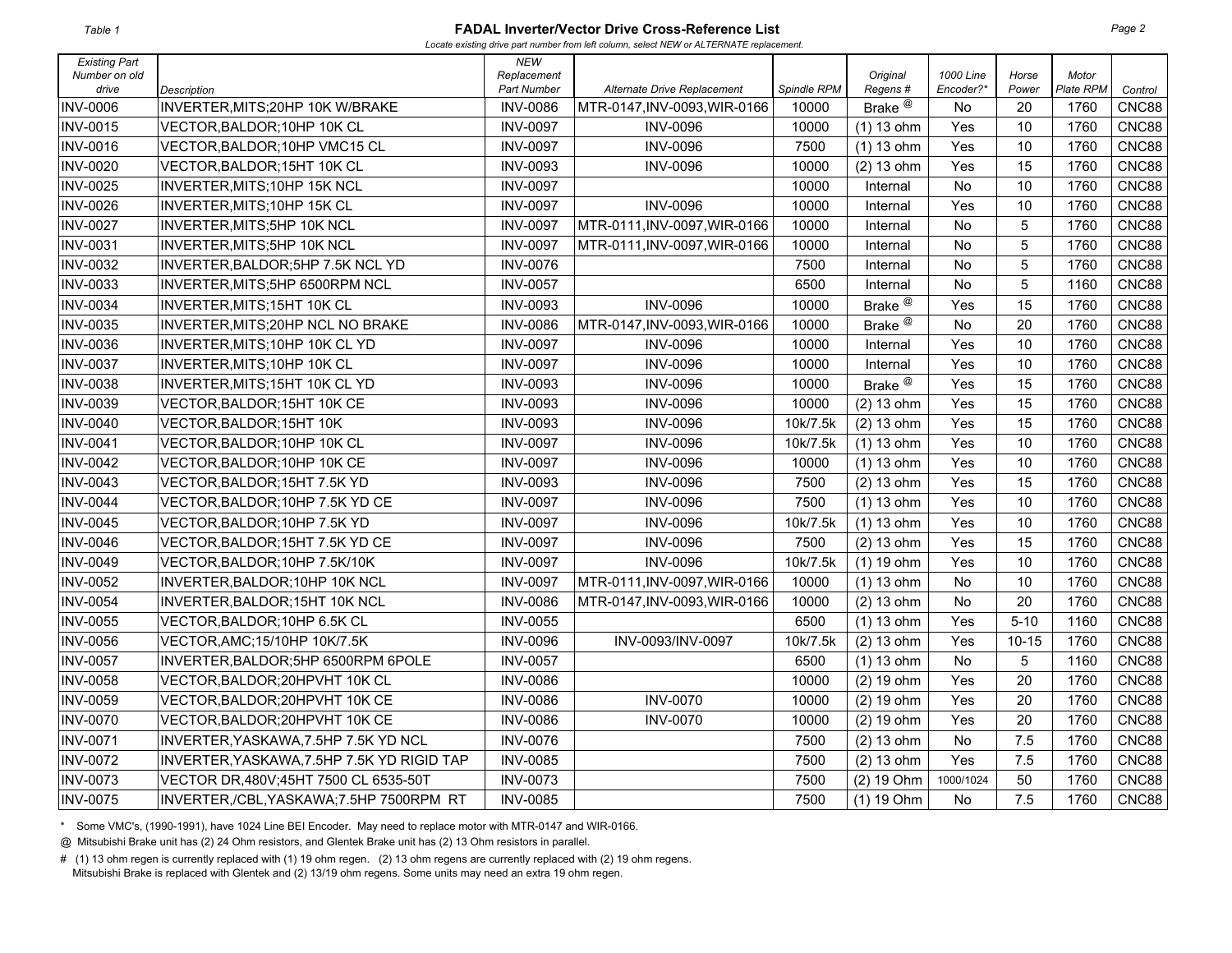Table 1

# FADAL Inverter/Vector Drive Cross-Reference List

*Locate existing drive part number from left column, select NEW or ALTERNATE replacement.*

| Existing Part Number on old drive | Description | NEW Replacement Part Number | Alternate Drive Replacement | Spindle RPM | Original Regens # | 1000 Line Encoder?* | Horse Power | Motor Plate RPM | Control |
|---|---|---|---|---|---|---|---|---|---|
| INV-0006 | INVERTER,MITS;20HP 10K W/BRAKE | INV-0086 | MTR-0147,INV-0093,WIR-0166 | 10000 | Brake @ | No | 20 | 1760 | CNC88 |
| INV-0015 | VECTOR,BALDOR;10HP 10K CL | INV-0097 | INV-0096 | 10000 | (1) 13 ohm | Yes | 10 | 1760 | CNC88 |
| INV-0016 | VECTOR,BALDOR;10HP VMC15 CL | INV-0097 | INV-0096 | 7500 | (1) 13 ohm | Yes | 10 | 1760 | CNC88 |
| INV-0020 | VECTOR,BALDOR;15HT 10K CL | INV-0093 | INV-0096 | 10000 | (2) 13 ohm | Yes | 15 | 1760 | CNC88 |
| INV-0025 | INVERTER,MITS;10HP 15K NCL | INV-0097 | | 10000 | Internal | No | 10 | 1760 | CNC88 |
| INV-0026 | INVERTER,MITS;10HP 15K CL | INV-0097 | INV-0096 | 10000 | Internal | Yes | 10 | 1760 | CNC88 |
| INV-0027 | INVERTER,MITS;5HP 10K NCL | INV-0097 | MTR-0111,INV-0097,WIR-0166 | 10000 | Internal | No | 5 | 1760 | CNC88 |
| INV-0031 | INVERTER,MITS;5HP 10K NCL | INV-0097 | MTR-0111,INV-0097,WIR-0166 | 10000 | Internal | No | 5 | 1760 | CNC88 |
| INV-0032 | INVERTER,BALDOR;5HP 7.5K NCL YD | INV-0076 | | 7500 | Internal | No | 5 | 1760 | CNC88 |
| INV-0033 | INVERTER,MITS;5HP 6500RPM NCL | INV-0057 | | 6500 | Internal | No | 5 | 1160 | CNC88 |
| INV-0034 | INVERTER,MITS;15HT 10K CL | INV-0093 | INV-0096 | 10000 | Brake @ | Yes | 15 | 1760 | CNC88 |
| INV-0035 | INVERTER,MITS;20HP NCL NO BRAKE | INV-0086 | MTR-0147,INV-0093,WIR-0166 | 10000 | Brake @ | No | 20 | 1760 | CNC88 |
| INV-0036 | INVERTER,MITS;10HP 10K CL YD | INV-0097 | INV-0096 | 10000 | Internal | Yes | 10 | 1760 | CNC88 |
| INV-0037 | INVERTER,MITS;10HP 10K CL | INV-0097 | INV-0096 | 10000 | Internal | Yes | 10 | 1760 | CNC88 |
| INV-0038 | INVERTER,MITS;15HT 10K CL YD | INV-0093 | INV-0096 | 10000 | Brake @ | Yes | 15 | 1760 | CNC88 |
| INV-0039 | VECTOR,BALDOR;15HT 10K CE | INV-0093 | INV-0096 | 10000 | (2) 13 ohm | Yes | 15 | 1760 | CNC88 |
| INV-0040 | VECTOR,BALDOR;15HT 10K | INV-0093 | INV-0096 | 10k/7.5k | (2) 13 ohm | Yes | 15 | 1760 | CNC88 |
| INV-0041 | VECTOR,BALDOR;10HP 10K CL | INV-0097 | INV-0096 | 10k/7.5k | (1) 13 ohm | Yes | 10 | 1760 | CNC88 |
| INV-0042 | VECTOR,BALDOR;10HP 10K CE | INV-0097 | INV-0096 | 10000 | (1) 13 ohm | Yes | 10 | 1760 | CNC88 |
| INV-0043 | VECTOR,BALDOR;15HT 7.5K YD | INV-0093 | INV-0096 | 7500 | (2) 13 ohm | Yes | 15 | 1760 | CNC88 |
| INV-0044 | VECTOR,BALDOR;10HP 7.5K YD CE | INV-0097 | INV-0096 | 7500 | (1) 13 ohm | Yes | 10 | 1760 | CNC88 |
| INV-0045 | VECTOR,BALDOR;10HP 7.5K YD | INV-0097 | INV-0096 | 10k/7.5k | (1) 13 ohm | Yes | 10 | 1760 | CNC88 |
| INV-0046 | VECTOR,BALDOR;15HT 7.5K YD CE | INV-0097 | INV-0096 | 7500 | (2) 13 ohm | Yes | 15 | 1760 | CNC88 |
| INV-0049 | VECTOR,BALDOR;10HP 7.5K/10K | INV-0097 | INV-0096 | 10k/7.5k | (1) 19 ohm | Yes | 10 | 1760 | CNC88 |
| INV-0052 | INVERTER,BALDOR;10HP 10K NCL | INV-0097 | MTR-0111,INV-0097,WIR-0166 | 10000 | (1) 13 ohm | No | 10 | 1760 | CNC88 |
| INV-0054 | INVERTER,BALDOR;15HT 10K NCL | INV-0086 | MTR-0147,INV-0093,WIR-0166 | 10000 | (2) 13 ohm | No | 20 | 1760 | CNC88 |
| INV-0055 | VECTOR,BALDOR;10HP 6.5K CL | INV-0055 | | 6500 | (1) 13 ohm | Yes | 5-10 | 1160 | CNC88 |
| INV-0056 | VECTOR,AMC;15/10HP 10K/7.5K | INV-0096 | INV-0093/INV-0097 | 10k/7.5k | (2) 13 ohm | Yes | 10-15 | 1760 | CNC88 |
| INV-0057 | INVERTER,BALDOR;5HP 6500RPM 6POLE | INV-0057 | | 6500 | (1) 13 ohm | No | 5 | 1160 | CNC88 |
| INV-0058 | VECTOR,BALDOR;20HPVHT 10K CL | INV-0086 | | 10000 | (2) 19 ohm | Yes | 20 | 1760 | CNC88 |
| INV-0059 | VECTOR,BALDOR;20HPVHT 10K CE | INV-0086 | INV-0070 | 10000 | (2) 19 ohm | Yes | 20 | 1760 | CNC88 |
| INV-0070 | VECTOR,BALDOR;20HPVHT 10K CE | INV-0086 | INV-0070 | 10000 | (2) 19 ohm | Yes | 20 | 1760 | CNC88 |
| INV-0071 | INVERTER,YASKAWA,7.5HP 7.5K YD NCL | INV-0076 | | 7500 | (2) 13 ohm | No | 7.5 | 1760 | CNC88 |
| INV-0072 | INVERTER,YASKAWA,7.5HP 7.5K YD RIGID TAP | INV-0085 | | 7500 | (2) 13 ohm | Yes | 7.5 | 1760 | CNC88 |
| INV-0073 | VECTOR DR,480V;45HT 7500 CL 6535-50T | INV-0073 | | 7500 | (2) 19 Ohm | 1000/1024 | 50 | 1760 | CNC88 |
| INV-0075 | INVERTER,/CBL,YASKAWA;7.5HP 7500RPM RT | INV-0085 | | 7500 | (1) 19 Ohm | No | 7.5 | 1760 | CNC88 |

\* Some VMC's, (1990-1991), have 1024 Line BEI Encoder. May need to replace motor with MTR-0147 and WIR-0166.

@ Mitsubishi Brake unit has (2) 24 Ohm resistors, and Glentek Brake unit has (2) 13 Ohm resistors in parallel.

\# (1) 13 ohm regen is currently replaced with (1) 19 ohm regen. (2) 13 ohm regens are currently replaced with (2) 19 ohm regens.
Mitsubishi Brake is replaced with Glentek and (2) 13/19 ohm regens. Some units may need an extra 19 ohm regen.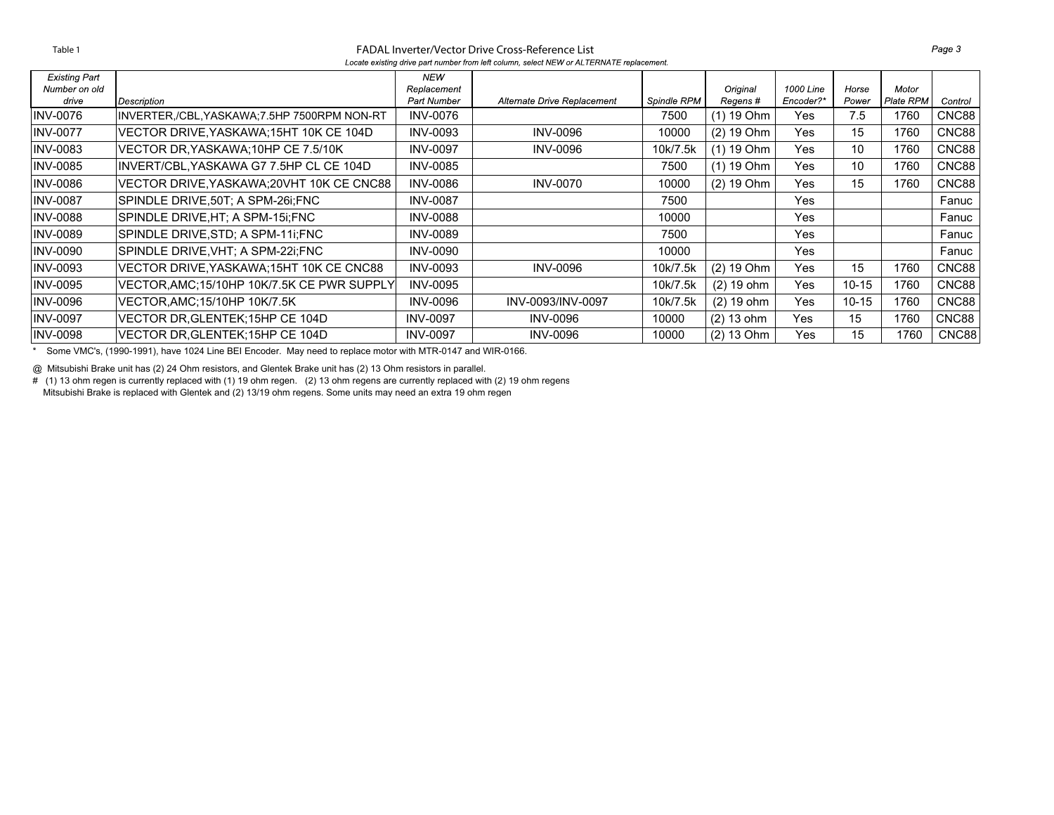Table 1

# FADAL Inverter/Vector Drive Cross-Reference List

*Locate existing drive part number from left column, select NEW or ALTERNATE replacement.*

| *Existing Part Number on old drive* | *Description* | *NEW Replacement Part Number* | *Alternate Drive Replacement* | *Spindle RPM* | *Original Regens #* | *1000 Line Encoder?** | *Horse Power* | *Motor Plate RPM* | *Control* |
|---|---|---|---|---|---|---|---|---|---|
| INV-0076 | INVERTER,/CBL,YASKAWA;7.5HP 7500RPM NON-RT | INV-0076 | | 7500 | (1) 19 Ohm | Yes | 7.5 | 1760 | CNC88 |
| INV-0077 | VECTOR DRIVE,YASKAWA;15HT 10K CE 104D | INV-0093 | INV-0096 | 10000 | (2) 19 Ohm | Yes | 15 | 1760 | CNC88 |
| INV-0083 | VECTOR DR,YASKAWA;10HP CE 7.5/10K | INV-0097 | INV-0096 | 10k/7.5k | (1) 19 Ohm | Yes | 10 | 1760 | CNC88 |
| INV-0085 | INVERT/CBL,YASKAWA G7 7.5HP CL CE 104D | INV-0085 | | 7500 | (1) 19 Ohm | Yes | 10 | 1760 | CNC88 |
| INV-0086 | VECTOR DRIVE,YASKAWA;20VHT 10K CE CNC88 | INV-0086 | INV-0070 | 10000 | (2) 19 Ohm | Yes | 15 | 1760 | CNC88 |
| INV-0087 | SPINDLE DRIVE,50T; A SPM-26i;FNC | INV-0087 | | 7500 | | Yes | | | Fanuc |
| INV-0088 | SPINDLE DRIVE,HT; A SPM-15i;FNC | INV-0088 | | 10000 | | Yes | | | Fanuc |
| INV-0089 | SPINDLE DRIVE,STD; A SPM-11i;FNC | INV-0089 | | 7500 | | Yes | | | Fanuc |
| INV-0090 | SPINDLE DRIVE,VHT; A SPM-22i;FNC | INV-0090 | | 10000 | | Yes | | | Fanuc |
| INV-0093 | VECTOR DRIVE,YASKAWA;15HT 10K CE CNC88 | INV-0093 | INV-0096 | 10k/7.5k | (2) 19 Ohm | Yes | 15 | 1760 | CNC88 |
| INV-0095 | VECTOR,AMC;15/10HP 10K/7.5K CE PWR SUPPLY | INV-0095 | | 10k/7.5k | (2) 19 ohm | Yes | 10-15 | 1760 | CNC88 |
| INV-0096 | VECTOR,AMC;15/10HP 10K/7.5K | INV-0096 | INV-0093/INV-0097 | 10k/7.5k | (2) 19 ohm | Yes | 10-15 | 1760 | CNC88 |
| INV-0097 | VECTOR DR,GLENTEK;15HP CE 104D | INV-0097 | INV-0096 | 10000 | (2) 13 ohm | Yes | 15 | 1760 | CNC88 |
| INV-0098 | VECTOR DR,GLENTEK;15HP CE 104D | INV-0097 | INV-0096 | 10000 | (2) 13 Ohm | Yes | 15 | 1760 | CNC88 |

\* Some VMC's, (1990-1991), have 1024 Line BEI Encoder. May need to replace motor with MTR-0147 and WIR-0166.

@ Mitsubishi Brake unit has (2) 24 Ohm resistors, and Glentek Brake unit has (2) 13 Ohm resistors in parallel.

\# (1) 13 ohm regen is currently replaced with (1) 19 ohm regen. (2) 13 ohm regens are currently replaced with (2) 19 ohm regens
Mitsubishi Brake is replaced with Glentek and (2) 13/19 ohm regens. Some units may need an extra 19 ohm regen